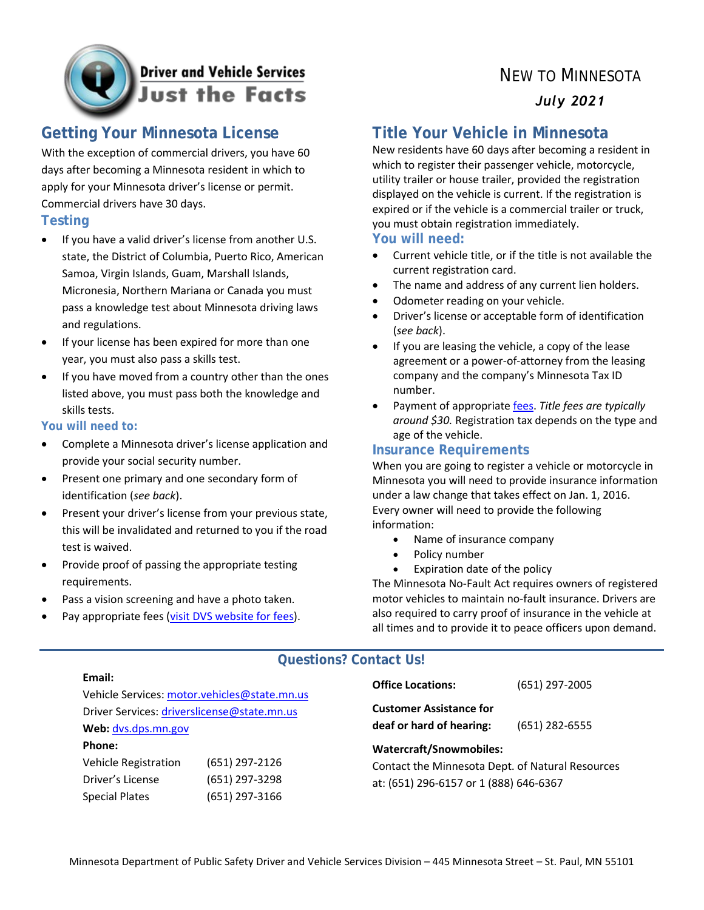Driver and Vehicle Services

Just the Facts

# NEW TO MINNESOTA

***July 2021***

## Getting Your Minnesota License

With the exception of commercial drivers, you have 60 days after becoming a Minnesota resident in which to apply for your Minnesota driver's license or permit. Commercial drivers have 30 days.

### Testing

- If you have a valid driver's license from another U.S. state, the District of Columbia, Puerto Rico, American Samoa, Virgin Islands, Guam, Marshall Islands, Micronesia, Northern Mariana or Canada you must pass a knowledge test about Minnesota driving laws and regulations.
- If your license has been expired for more than one year, you must also pass a skills test.
- If you have moved from a country other than the ones listed above, you must pass both the knowledge and skills tests.

### You will need to:

- Complete a Minnesota driver's license application and provide your social security number.
- Present one primary and one secondary form of identification (*see back*).
- Present your driver's license from your previous state, this will be invalidated and returned to you if the road test is waived.
- Provide proof of passing the appropriate testing requirements.
- Pass a vision screening and have a photo taken.
- Pay appropriate fees (visit DVS website for fees).

## Title Your Vehicle in Minnesota

New residents have 60 days after becoming a resident in which to register their passenger vehicle, motorcycle, utility trailer or house trailer, provided the registration displayed on the vehicle is current. If the registration is expired or if the vehicle is a commercial trailer or truck, you must obtain registration immediately.

### You will need:

- Current vehicle title, or if the title is not available the current registration card.
- The name and address of any current lien holders.
- Odometer reading on your vehicle.
- Driver's license or acceptable form of identification (*see back*).
- If you are leasing the vehicle, a copy of the lease agreement or a power-of-attorney from the leasing company and the company's Minnesota Tax ID number.
- Payment of appropriate fees. *Title fees are typically around $30.* Registration tax depends on the type and age of the vehicle.

### Insurance Requirements

When you are going to register a vehicle or motorcycle in Minnesota you will need to provide insurance information under a law change that takes effect on Jan. 1, 2016. Every owner will need to provide the following information:

- Name of insurance company
- Policy number
- Expiration date of the policy

The Minnesota No-Fault Act requires owners of registered motor vehicles to maintain no-fault insurance. Drivers are also required to carry proof of insurance in the vehicle at all times and to provide it to peace officers upon demand.

## Questions? Contact Us!

**Email:**

Vehicle Services: motor.vehicles@state.mn.us

Driver Services: driverslicense@state.mn.us

**Web:** dvs.dps.mn.gov

**Phone:**

| | |
|---|---|
| Vehicle Registration | (651) 297-2126 |
| Driver's License | (651) 297-3298 |
| Special Plates | (651) 297-3166 |
| **Office Locations:** | (651) 297-2005 |
| **Customer Assistance for deaf or hard of hearing:** | (651) 282-6555 |

**Watercraft/Snowmobiles:**

Contact the Minnesota Dept. of Natural Resources at: (651) 296-6157 or 1 (888) 646-6367

Minnesota Department of Public Safety Driver and Vehicle Services Division – 445 Minnesota Street – St. Paul, MN 55101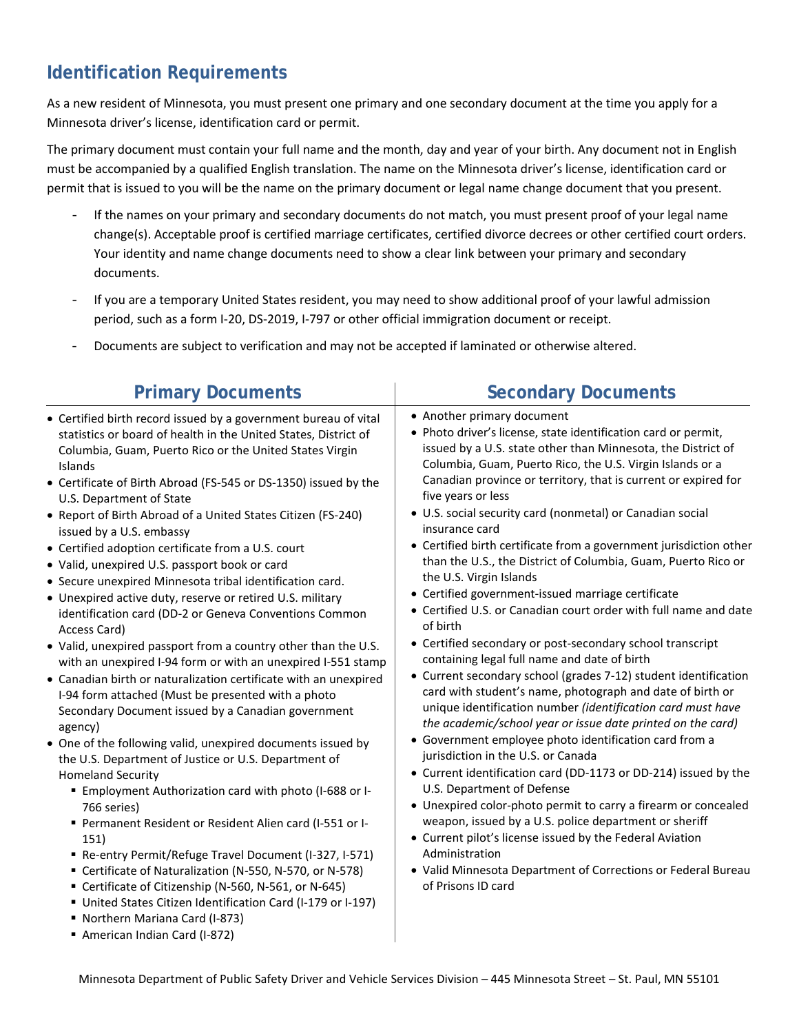## Identification Requirements

As a new resident of Minnesota, you must present one primary and one secondary document at the time you apply for a Minnesota driver's license, identification card or permit.

The primary document must contain your full name and the month, day and year of your birth. Any document not in English must be accompanied by a qualified English translation. The name on the Minnesota driver's license, identification card or permit that is issued to you will be the name on the primary document or legal name change document that you present.

- If the names on your primary and secondary documents do not match, you must present proof of your legal name change(s). Acceptable proof is certified marriage certificates, certified divorce decrees or other certified court orders. Your identity and name change documents need to show a clear link between your primary and secondary documents.
- If you are a temporary United States resident, you may need to show additional proof of your lawful admission period, such as a form I-20, DS-2019, I-797 or other official immigration document or receipt.
- Documents are subject to verification and may not be accepted if laminated or otherwise altered.

### Primary Documents

- Certified birth record issued by a government bureau of vital statistics or board of health in the United States, District of Columbia, Guam, Puerto Rico or the United States Virgin Islands
- Certificate of Birth Abroad (FS-545 or DS-1350) issued by the U.S. Department of State
- Report of Birth Abroad of a United States Citizen (FS-240) issued by a U.S. embassy
- Certified adoption certificate from a U.S. court
- Valid, unexpired U.S. passport book or card
- Secure unexpired Minnesota tribal identification card.
- Unexpired active duty, reserve or retired U.S. military identification card (DD-2 or Geneva Conventions Common Access Card)
- Valid, unexpired passport from a country other than the U.S. with an unexpired I-94 form or with an unexpired I-551 stamp
- Canadian birth or naturalization certificate with an unexpired I-94 form attached (Must be presented with a photo Secondary Document issued by a Canadian government agency)
- One of the following valid, unexpired documents issued by the U.S. Department of Justice or U.S. Department of Homeland Security
  - Employment Authorization card with photo (I-688 or I-766 series)
  - Permanent Resident or Resident Alien card (I-551 or I-151)
  - Re-entry Permit/Refuge Travel Document (I-327, I-571)
  - Certificate of Naturalization (N-550, N-570, or N-578)
  - Certificate of Citizenship (N-560, N-561, or N-645)
  - United States Citizen Identification Card (I-179 or I-197)
  - Northern Mariana Card (I-873)
  - American Indian Card (I-872)

### Secondary Documents

- Another primary document
- Photo driver's license, state identification card or permit, issued by a U.S. state other than Minnesota, the District of Columbia, Guam, Puerto Rico, the U.S. Virgin Islands or a Canadian province or territory, that is current or expired for five years or less
- U.S. social security card (nonmetal) or Canadian social insurance card
- Certified birth certificate from a government jurisdiction other than the U.S., the District of Columbia, Guam, Puerto Rico or the U.S. Virgin Islands
- Certified government-issued marriage certificate
- Certified U.S. or Canadian court order with full name and date of birth
- Certified secondary or post-secondary school transcript containing legal full name and date of birth
- Current secondary school (grades 7-12) student identification card with student's name, photograph and date of birth or unique identification number *(identification card must have the academic/school year or issue date printed on the card)*
- Government employee photo identification card from a jurisdiction in the U.S. or Canada
- Current identification card (DD-1173 or DD-214) issued by the U.S. Department of Defense
- Unexpired color-photo permit to carry a firearm or concealed weapon, issued by a U.S. police department or sheriff
- Current pilot's license issued by the Federal Aviation Administration
- Valid Minnesota Department of Corrections or Federal Bureau of Prisons ID card

Minnesota Department of Public Safety Driver and Vehicle Services Division – 445 Minnesota Street – St. Paul, MN 55101